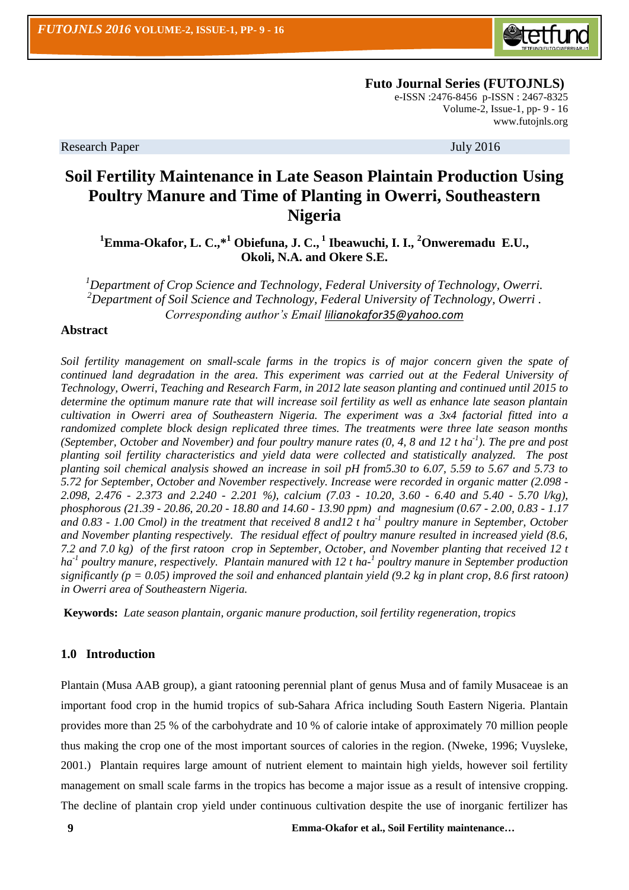Futo Journal Series (FUTOJNLS)
e-ISSN :2476-8456 p-ISSN : 2467-8325
Volume-2, Issue-1, pp- 9 - 16
www.futojnls.org

Research Paper July 2016

# Soil Fertility Maintenance in Late Season Plaintain Production Using Poultry Manure and Time of Planting in Owerri, Southeastern Nigeria

**[1]Emma-Okafor, L. C.,*[1] Obiefuna, J. C., [1] Ibeawuchi, I. I., [2]Onweremadu E.U., Okoli, N.A. and Okere S.E.**

*[1]Department of Crop Science and Technology, Federal University of Technology, Owerri.*
*[2]Department of Soil Science and Technology, Federal University of Technology, Owerri .*
*Corresponding author's Email lilianokafor35@yahoo.com*

## Abstract

*Soil fertility management on small-scale farms in the tropics is of major concern given the spate of continued land degradation in the area. This experiment was carried out at the Federal University of Technology, Owerri, Teaching and Research Farm, in 2012 late season planting and continued until 2015 to determine the optimum manure rate that will increase soil fertility as well as enhance late season plantain cultivation in Owerri area of Southeastern Nigeria. The experiment was a 3x4 factorial fitted into a randomized complete block design replicated three times. The treatments were three late season months (September, October and November) and four poultry manure rates (0, 4, 8 and 12 t ha$^{-1}$). The pre and post planting soil fertility characteristics and yield data were collected and statistically analyzed. The post planting soil chemical analysis showed an increase in soil pH from5.30 to 6.07, 5.59 to 5.67 and 5.73 to 5.72 for September, October and November respectively. Increase were recorded in organic matter (2.098 - 2.098, 2.476 - 2.373 and 2.240 - 2.201 %), calcium (7.03 - 10.20, 3.60 - 6.40 and 5.40 - 5.70 l/kg), phosphorous (21.39 - 20.86, 20.20 - 18.80 and 14.60 - 13.90 ppm) and magnesium (0.67 - 2.00, 0.83 - 1.17 and 0.83 - 1.00 Cmol) in the treatment that received 8 and12 t ha$^{-1}$ poultry manure in September, October and November planting respectively. The residual effect of poultry manure resulted in increased yield (8.6, 7.2 and 7.0 kg) of the first ratoon crop in September, October, and November planting that received 12 t ha$^{-1}$ poultry manure, respectively. Plantain manured with 12 t ha-$^{1}$ poultry manure in September production significantly (p = 0.05) improved the soil and enhanced plantain yield (9.2 kg in plant crop, 8.6 first ratoon) in Owerri area of Southeastern Nigeria.*

**Keywords:** *Late season plantain, organic manure production, soil fertility regeneration, tropics*

## 1.0 Introduction

Plantain (Musa AAB group), a giant ratooning perennial plant of genus Musa and of family Musaceae is an important food crop in the humid tropics of sub-Sahara Africa including South Eastern Nigeria. Plantain provides more than 25 % of the carbohydrate and 10 % of calorie intake of approximately 70 million people thus making the crop one of the most important sources of calories in the region. (Nweke, 1996; Vuysleke, 2001.) Plantain requires large amount of nutrient element to maintain high yields, however soil fertility management on small scale farms in the tropics has become a major issue as a result of intensive cropping. The decline of plantain crop yield under continuous cultivation despite the use of inorganic fertilizer has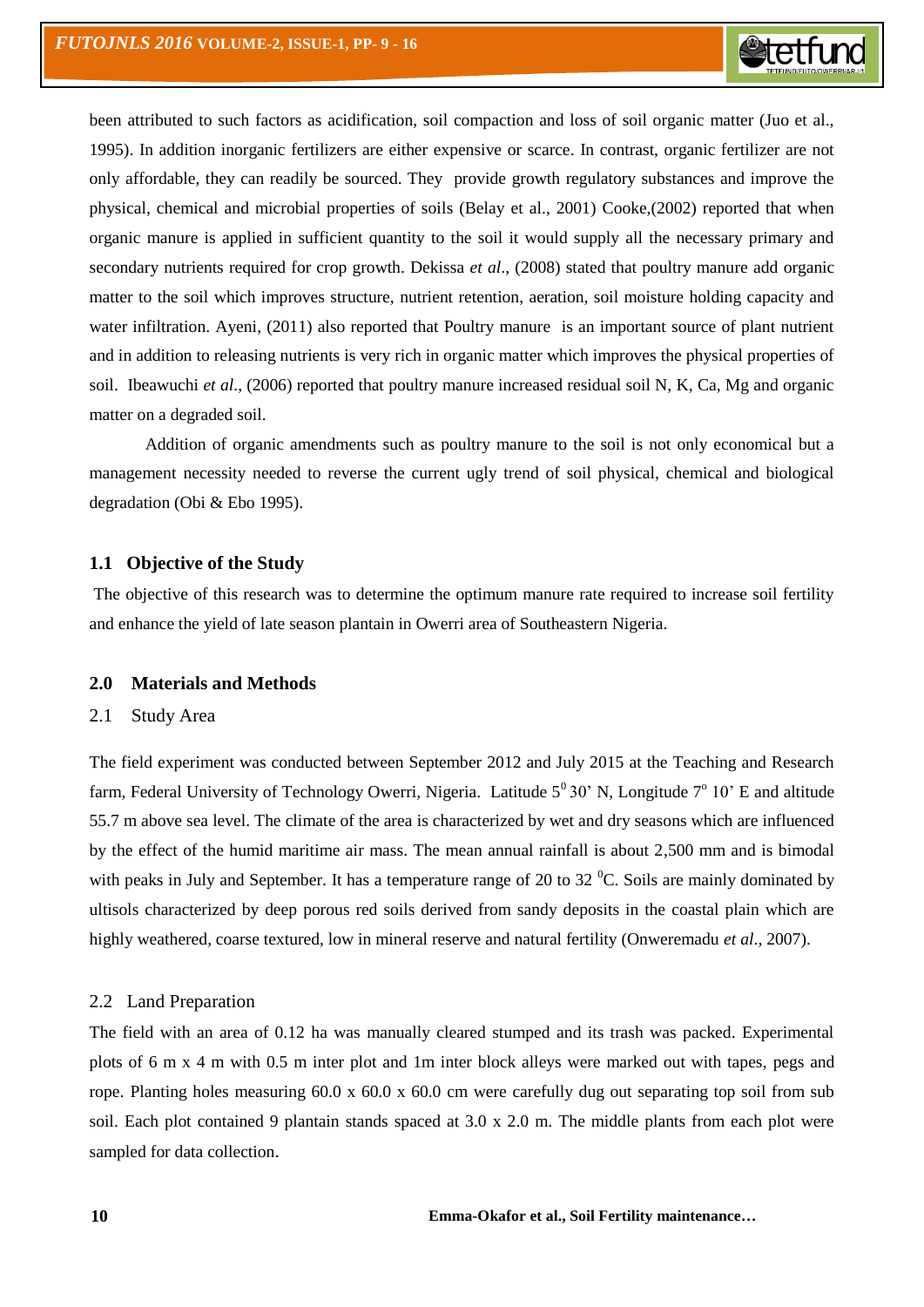been attributed to such factors as acidification, soil compaction and loss of soil organic matter (Juo et al., 1995). In addition inorganic fertilizers are either expensive or scarce. In contrast, organic fertilizer are not only affordable, they can readily be sourced. They provide growth regulatory substances and improve the physical, chemical and microbial properties of soils (Belay et al., 2001) Cooke,(2002) reported that when organic manure is applied in sufficient quantity to the soil it would supply all the necessary primary and secondary nutrients required for crop growth. Dekissa *et al*., (2008) stated that poultry manure add organic matter to the soil which improves structure, nutrient retention, aeration, soil moisture holding capacity and water infiltration. Ayeni, (2011) also reported that Poultry manure is an important source of plant nutrient and in addition to releasing nutrients is very rich in organic matter which improves the physical properties of soil. Ibeawuchi *et al*., (2006) reported that poultry manure increased residual soil N, K, Ca, Mg and organic matter on a degraded soil.

Addition of organic amendments such as poultry manure to the soil is not only economical but a management necessity needed to reverse the current ugly trend of soil physical, chemical and biological degradation (Obi & Ebo 1995).

### 1.1 Objective of the Study

The objective of this research was to determine the optimum manure rate required to increase soil fertility and enhance the yield of late season plantain in Owerri area of Southeastern Nigeria.

## 2.0 Materials and Methods

### 2.1 Study Area

The field experiment was conducted between September 2012 and July 2015 at the Teaching and Research farm, Federal University of Technology Owerri, Nigeria. Latitude $5^{0}$ 30' N, Longitude $7^{o}$ 10' E and altitude 55.7 m above sea level. The climate of the area is characterized by wet and dry seasons which are influenced by the effect of the humid maritime air mass. The mean annual rainfall is about 2,500 mm and is bimodal with peaks in July and September. It has a temperature range of 20 to 32 $^{0}$C. Soils are mainly dominated by ultisols characterized by deep porous red soils derived from sandy deposits in the coastal plain which are highly weathered, coarse textured, low in mineral reserve and natural fertility (Onweremadu *et al*., 2007).

### 2.2 Land Preparation

The field with an area of 0.12 ha was manually cleared stumped and its trash was packed. Experimental plots of 6 m x 4 m with 0.5 m inter plot and 1m inter block alleys were marked out with tapes, pegs and rope. Planting holes measuring 60.0 x 60.0 x 60.0 cm were carefully dug out separating top soil from sub soil. Each plot contained 9 plantain stands spaced at 3.0 x 2.0 m. The middle plants from each plot were sampled for data collection.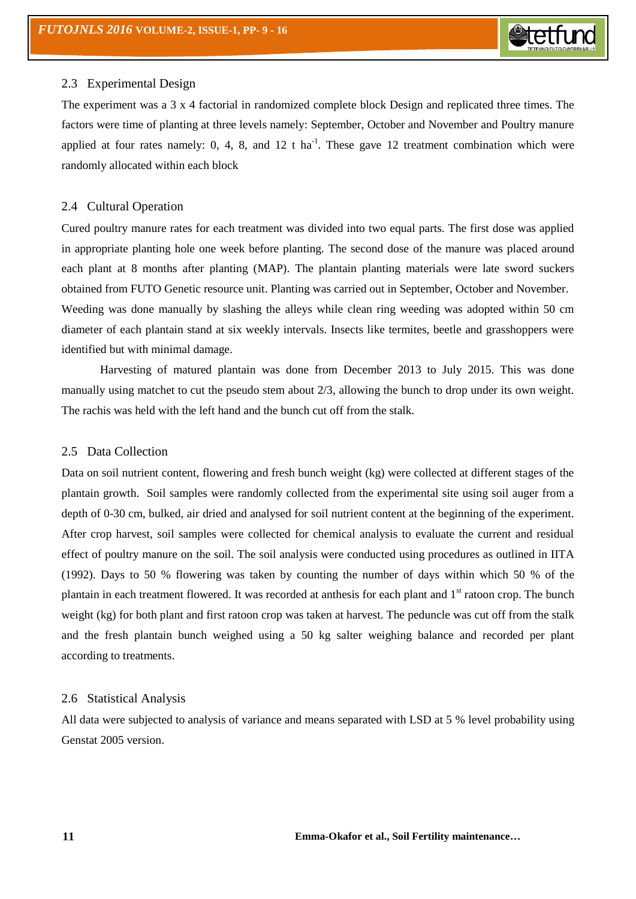## 2.3 Experimental Design

The experiment was a 3 x 4 factorial in randomized complete block Design and replicated three times. The factors were time of planting at three levels namely: September, October and November and Poultry manure applied at four rates namely: 0, 4, 8, and 12 t ha$^{-1}$. These gave 12 treatment combination which were randomly allocated within each block

## 2.4 Cultural Operation

Cured poultry manure rates for each treatment was divided into two equal parts. The first dose was applied in appropriate planting hole one week before planting. The second dose of the manure was placed around each plant at 8 months after planting (MAP). The plantain planting materials were late sword suckers obtained from FUTO Genetic resource unit. Planting was carried out in September, October and November. Weeding was done manually by slashing the alleys while clean ring weeding was adopted within 50 cm diameter of each plantain stand at six weekly intervals. Insects like termites, beetle and grasshoppers were identified but with minimal damage.

Harvesting of matured plantain was done from December 2013 to July 2015. This was done manually using matchet to cut the pseudo stem about 2/3, allowing the bunch to drop under its own weight. The rachis was held with the left hand and the bunch cut off from the stalk.

## 2.5 Data Collection

Data on soil nutrient content, flowering and fresh bunch weight (kg) were collected at different stages of the plantain growth. Soil samples were randomly collected from the experimental site using soil auger from a depth of 0-30 cm, bulked, air dried and analysed for soil nutrient content at the beginning of the experiment. After crop harvest, soil samples were collected for chemical analysis to evaluate the current and residual effect of poultry manure on the soil. The soil analysis were conducted using procedures as outlined in IITA (1992). Days to 50 % flowering was taken by counting the number of days within which 50 % of the plantain in each treatment flowered. It was recorded at anthesis for each plant and 1$^{st}$ ratoon crop. The bunch weight (kg) for both plant and first ratoon crop was taken at harvest. The peduncle was cut off from the stalk and the fresh plantain bunch weighed using a 50 kg salter weighing balance and recorded per plant according to treatments.

## 2.6 Statistical Analysis

All data were subjected to analysis of variance and means separated with LSD at 5 % level probability using Genstat 2005 version.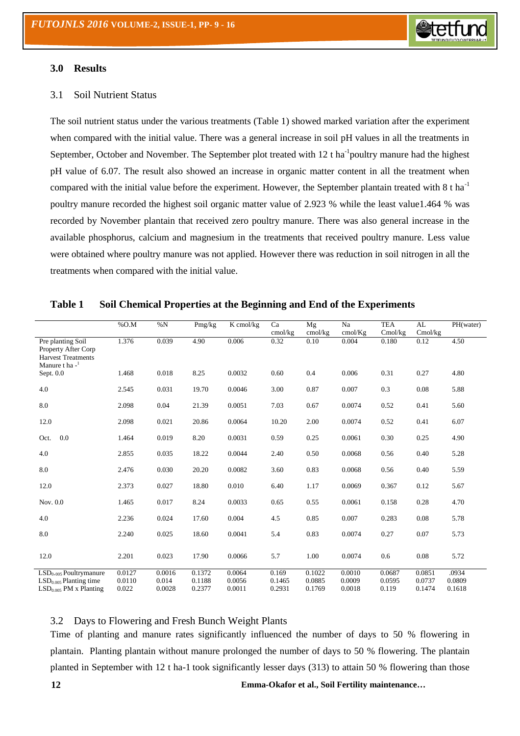## 3.0 Results

### 3.1 Soil Nutrient Status

The soil nutrient status under the various treatments (Table 1) showed marked variation after the experiment when compared with the initial value. There was a general increase in soil pH values in all the treatments in September, October and November. The September plot treated with 12 t $ha^{-1}$poultry manure had the highest pH value of 6.07. The result also showed an increase in organic matter content in all the treatment when compared with the initial value before the experiment. However, the September plantain treated with 8 t $ha^{-1}$ poultry manure recorded the highest soil organic matter value of 2.923 % while the least value1.464 % was recorded by November plantain that received zero poultry manure. There was also general increase in the available phosphorus, calcium and magnesium in the treatments that received poultry manure. Less value were obtained where poultry manure was not applied. However there was reduction in soil nitrogen in all the treatments when compared with the initial value.

**Table 1 Soil Chemical Properties at the Beginning and End of the Experiments**

| | %O.M | %N | Pmg/kg | K cmol/kg | Ca cmol/kg | Mg cmol/kg | Na cmol/Kg | TEA Cmol/kg | AL Cmol/kg | PH(water) |
|---|---|---|---|---|---|---|---|---|---|---|
| Pre planting Soil | 1.376 | 0.039 | 4.90 | 0.006 | 0.32 | 0.10 | 0.004 | 0.180 | 0.12 | 4.50 |
| Property After Corp Harvest Treatments Manure t ha $^{-1}$ | | | | | | | | | | |
| Sept. 0.0 | 1.468 | 0.018 | 8.25 | 0.0032 | 0.60 | 0.4 | 0.006 | 0.31 | 0.27 | 4.80 |
| 4.0 | 2.545 | 0.031 | 19.70 | 0.0046 | 3.00 | 0.87 | 0.007 | 0.3 | 0.08 | 5.88 |
| 8.0 | 2.098 | 0.04 | 21.39 | 0.0051 | 7.03 | 0.67 | 0.0074 | 0.52 | 0.41 | 5.60 |
| 12.0 | 2.098 | 0.021 | 20.86 | 0.0064 | 10.20 | 2.00 | 0.0074 | 0.52 | 0.41 | 6.07 |
| Oct. 0.0 | 1.464 | 0.019 | 8.20 | 0.0031 | 0.59 | 0.25 | 0.0061 | 0.30 | 0.25 | 4.90 |
| 4.0 | 2.855 | 0.035 | 18.22 | 0.0044 | 2.40 | 0.50 | 0.0068 | 0.56 | 0.40 | 5.28 |
| 8.0 | 2.476 | 0.030 | 20.20 | 0.0082 | 3.60 | 0.83 | 0.0068 | 0.56 | 0.40 | 5.59 |
| 12.0 | 2.373 | 0.027 | 18.80 | 0.010 | 6.40 | 1.17 | 0.0069 | 0.367 | 0.12 | 5.67 |
| Nov. 0.0 | 1.465 | 0.017 | 8.24 | 0.0033 | 0.65 | 0.55 | 0.0061 | 0.158 | 0.28 | 4.70 |
| 4.0 | 2.236 | 0.024 | 17.60 | 0.004 | 4.5 | 0.85 | 0.007 | 0.283 | 0.08 | 5.78 |
| 8.0 | 2.240 | 0.025 | 18.60 | 0.0041 | 5.4 | 0.83 | 0.0074 | 0.27 | 0.07 | 5.73 |
| 12.0 | 2.201 | 0.023 | 17.90 | 0.0066 | 5.7 | 1.00 | 0.0074 | 0.6 | 0.08 | 5.72 |
| $LSD_{0.005}$ Poultrymanure | 0.0127 | 0.0016 | 0.1372 | 0.0064 | 0.169 | 0.1022 | 0.0010 | 0.0687 | 0.0851 | .0934 |
| $LSD_{0.005}$ Planting time | 0.0110 | 0.014 | 0.1188 | 0.0056 | 0.1465 | 0.0885 | 0.0009 | 0.0595 | 0.0737 | 0.0809 |
| $LSD_{0.005}$ PM x Planting | 0.022 | 0.0028 | 0.2377 | 0.0011 | 0.2931 | 0.1769 | 0.0018 | 0.119 | 0.1474 | 0.1618 |

### 3.2 Days to Flowering and Fresh Bunch Weight Plants

Time of planting and manure rates significantly influenced the number of days to 50 % flowering in plantain. Planting plantain without manure prolonged the number of days to 50 % flowering. The plantain planted in September with 12 t ha-1 took significantly lesser days (313) to attain 50 % flowering than those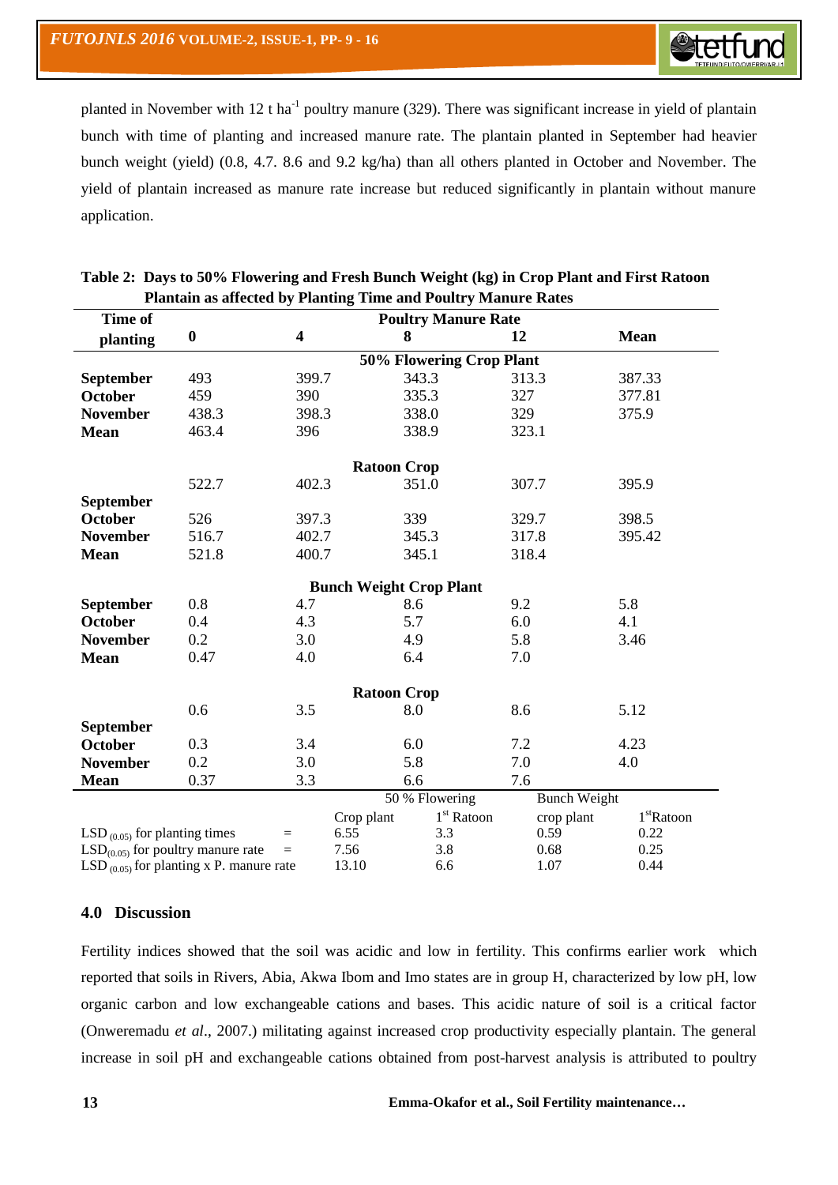planted in November with 12 t ha$^{-1}$ poultry manure (329). There was significant increase in yield of plantain bunch with time of planting and increased manure rate. The plantain planted in September had heavier bunch weight (yield) (0.8, 4.7. 8.6 and 9.2 kg/ha) than all others planted in October and November. The yield of plantain increased as manure rate increase but reduced significantly in plantain without manure application.

**Table 2: Days to 50% Flowering and Fresh Bunch Weight (kg) in Crop Plant and First Ratoon Plantain as affected by Planting Time and Poultry Manure Rates**

| Time of planting | Poultry Manure Rate | | | | |
|---|---|---|---|---|---|
| | **0** | **4** | **8** | **12** | **Mean** |
| | | | **50% Flowering Crop Plant** | | |
| **September** | 493 | 399.7 | 343.3 | 313.3 | 387.33 |
| **October** | 459 | 390 | 335.3 | 327 | 377.81 |
| **November** | 438.3 | 398.3 | 338.0 | 329 | 375.9 |
| **Mean** | 463.4 | 396 | 338.9 | 323.1 | |
| | | | **Ratoon Crop** | | |
| **September** | 522.7 | 402.3 | 351.0 | 307.7 | 395.9 |
| **October** | 526 | 397.3 | 339 | 329.7 | 398.5 |
| **November** | 516.7 | 402.7 | 345.3 | 317.8 | 395.42 |
| **Mean** | 521.8 | 400.7 | 345.1 | 318.4 | |
| | | | **Bunch Weight Crop Plant** | | |
| **September** | 0.8 | 4.7 | 8.6 | 9.2 | 5.8 |
| **October** | 0.4 | 4.3 | 5.7 | 6.0 | 4.1 |
| **November** | 0.2 | 3.0 | 4.9 | 5.8 | 3.46 |
| **Mean** | 0.47 | 4.0 | 6.4 | 7.0 | |
| | | | **Ratoon Crop** | | |
| **September** | 0.6 | 3.5 | 8.0 | 8.6 | 5.12 |
| **October** | 0.3 | 3.4 | 6.0 | 7.2 | 4.23 |
| **November** | 0.2 | 3.0 | 5.8 | 7.0 | 4.0 |
| **Mean** | 0.37 | 3.3 | 6.6 | 7.6 | |

| | 50 % Flowering | | Bunch Weight | |
|---|---|---|---|---|
| | Crop plant | 1st Ratoon | crop plant | 1stRatoon |
| LSD $_{(0.05)}$ for planting times = | 6.55 | 3.3 | 0.59 | 0.22 |
| LSD$_{(0.05)}$ for poultry manure rate = | 7.56 | 3.8 | 0.68 | 0.25 |
| LSD $_{(0.05)}$ for planting x P. manure rate | 13.10 | 6.6 | 1.07 | 0.44 |

## 4.0 Discussion

Fertility indices showed that the soil was acidic and low in fertility. This confirms earlier work which reported that soils in Rivers, Abia, Akwa Ibom and Imo states are in group H, characterized by low pH, low organic carbon and low exchangeable cations and bases. This acidic nature of soil is a critical factor (Onweremadu *et al*., 2007.) militating against increased crop productivity especially plantain. The general increase in soil pH and exchangeable cations obtained from post-harvest analysis is attributed to poultry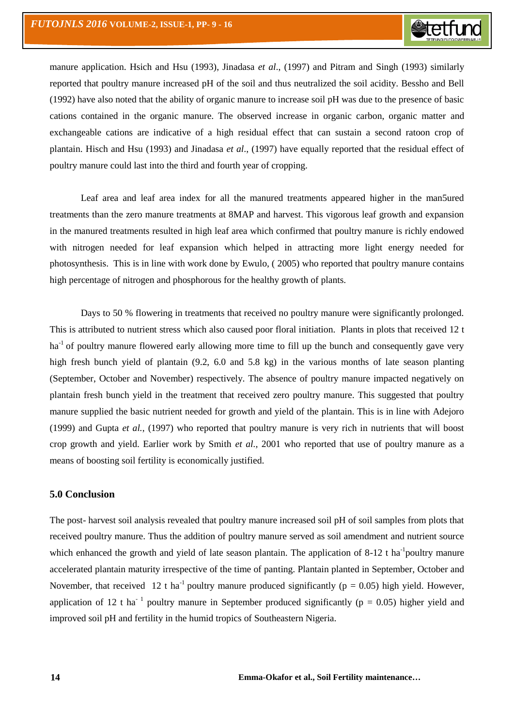manure application. Hsich and Hsu (1993), Jinadasa *et al*., (1997) and Pitram and Singh (1993) similarly reported that poultry manure increased pH of the soil and thus neutralized the soil acidity. Bessho and Bell (1992) have also noted that the ability of organic manure to increase soil pH was due to the presence of basic cations contained in the organic manure. The observed increase in organic carbon, organic matter and exchangeable cations are indicative of a high residual effect that can sustain a second ratoon crop of plantain. Hisch and Hsu (1993) and Jinadasa *et al*., (1997) have equally reported that the residual effect of poultry manure could last into the third and fourth year of cropping.

Leaf area and leaf area index for all the manured treatments appeared higher in the man5ured treatments than the zero manure treatments at 8MAP and harvest. This vigorous leaf growth and expansion in the manured treatments resulted in high leaf area which confirmed that poultry manure is richly endowed with nitrogen needed for leaf expansion which helped in attracting more light energy needed for photosynthesis. This is in line with work done by Ewulo, ( 2005) who reported that poultry manure contains high percentage of nitrogen and phosphorous for the healthy growth of plants.

Days to 50 % flowering in treatments that received no poultry manure were significantly prolonged. This is attributed to nutrient stress which also caused poor floral initiation. Plants in plots that received 12 t $ha^{-1}$ of poultry manure flowered early allowing more time to fill up the bunch and consequently gave very high fresh bunch yield of plantain (9.2, 6.0 and 5.8 kg) in the various months of late season planting (September, October and November) respectively. The absence of poultry manure impacted negatively on plantain fresh bunch yield in the treatment that received zero poultry manure. This suggested that poultry manure supplied the basic nutrient needed for growth and yield of the plantain. This is in line with Adejoro (1999) and Gupta *et al.*, (1997) who reported that poultry manure is very rich in nutrients that will boost crop growth and yield. Earlier work by Smith *et al.*, 2001 who reported that use of poultry manure as a means of boosting soil fertility is economically justified.

## 5.0 Conclusion

The post- harvest soil analysis revealed that poultry manure increased soil pH of soil samples from plots that received poultry manure. Thus the addition of poultry manure served as soil amendment and nutrient source which enhanced the growth and yield of late season plantain. The application of 8-12 t $ha^{-1}$poultry manure accelerated plantain maturity irrespective of the time of panting. Plantain planted in September, October and November, that received 12 t $ha^{-1}$ poultry manure produced significantly ($p = 0.05$) high yield. However, application of 12 t $ha^{-1}$ poultry manure in September produced significantly ($p = 0.05$) higher yield and improved soil pH and fertility in the humid tropics of Southeastern Nigeria.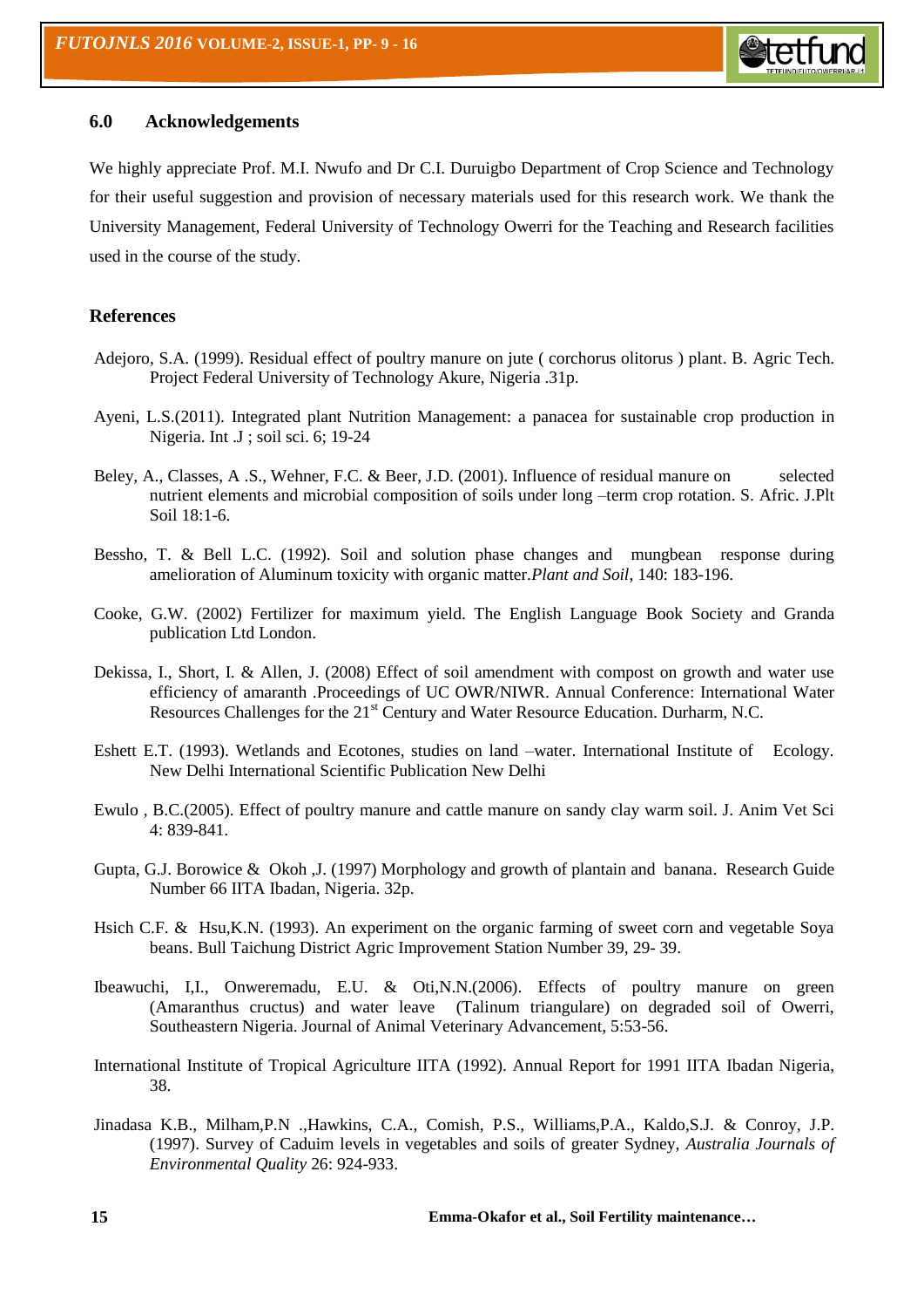## 6.0 Acknowledgements

We highly appreciate Prof. M.I. Nwufo and Dr C.I. Duruigbo Department of Crop Science and Technology for their useful suggestion and provision of necessary materials used for this research work. We thank the University Management, Federal University of Technology Owerri for the Teaching and Research facilities used in the course of the study.

## References

Adejoro, S.A. (1999). Residual effect of poultry manure on jute ( corchorus olitorus ) plant. B. Agric Tech. Project Federal University of Technology Akure, Nigeria .31p.

Ayeni, L.S.(2011). Integrated plant Nutrition Management: a panacea for sustainable crop production in Nigeria. Int .J ; soil sci. 6; 19-24

Beley, A., Classes, A .S., Wehner, F.C. & Beer, J.D. (2001). Influence of residual manure on selected nutrient elements and microbial composition of soils under long –term crop rotation. S. Afric. J.Plt Soil 18:1-6.

Bessho, T. & Bell L.C. (1992). Soil and solution phase changes and mungbean response during amelioration of Aluminum toxicity with organic matter.*Plant and Soil*, 140: 183-196.

Cooke, G.W. (2002) Fertilizer for maximum yield. The English Language Book Society and Granda publication Ltd London.

Dekissa, I., Short, I. & Allen, J. (2008) Effect of soil amendment with compost on growth and water use efficiency of amaranth .Proceedings of UC OWR/NIWR. Annual Conference: International Water Resources Challenges for the 21st Century and Water Resource Education. Durharm, N.C.

Eshett E.T. (1993). Wetlands and Ecotones, studies on land –water. International Institute of Ecology. New Delhi International Scientific Publication New Delhi

Ewulo , B.C.(2005). Effect of poultry manure and cattle manure on sandy clay warm soil. J. Anim Vet Sci 4: 839-841.

Gupta, G.J. Borowice & Okoh ,J. (1997) Morphology and growth of plantain and banana. Research Guide Number 66 IITA Ibadan, Nigeria. 32p.

Hsich C.F. & Hsu,K.N. (1993). An experiment on the organic farming of sweet corn and vegetable Soya beans. Bull Taichung District Agric Improvement Station Number 39, 29- 39.

Ibeawuchi, I,I., Onweremadu, E.U. & Oti,N.N.(2006). Effects of poultry manure on green (Amaranthus cructus) and water leave (Talinum triangulare) on degraded soil of Owerri, Southeastern Nigeria. Journal of Animal Veterinary Advancement, 5:53-56.

International Institute of Tropical Agriculture IITA (1992). Annual Report for 1991 IITA Ibadan Nigeria, 38.

Jinadasa K.B., Milham,P.N .,Hawkins, C.A., Comish, P.S., Williams,P.A., Kaldo,S.J. & Conroy, J.P. (1997). Survey of Caduim levels in vegetables and soils of greater Sydney, *Australia Journals of Environmental Quality* 26: 924-933.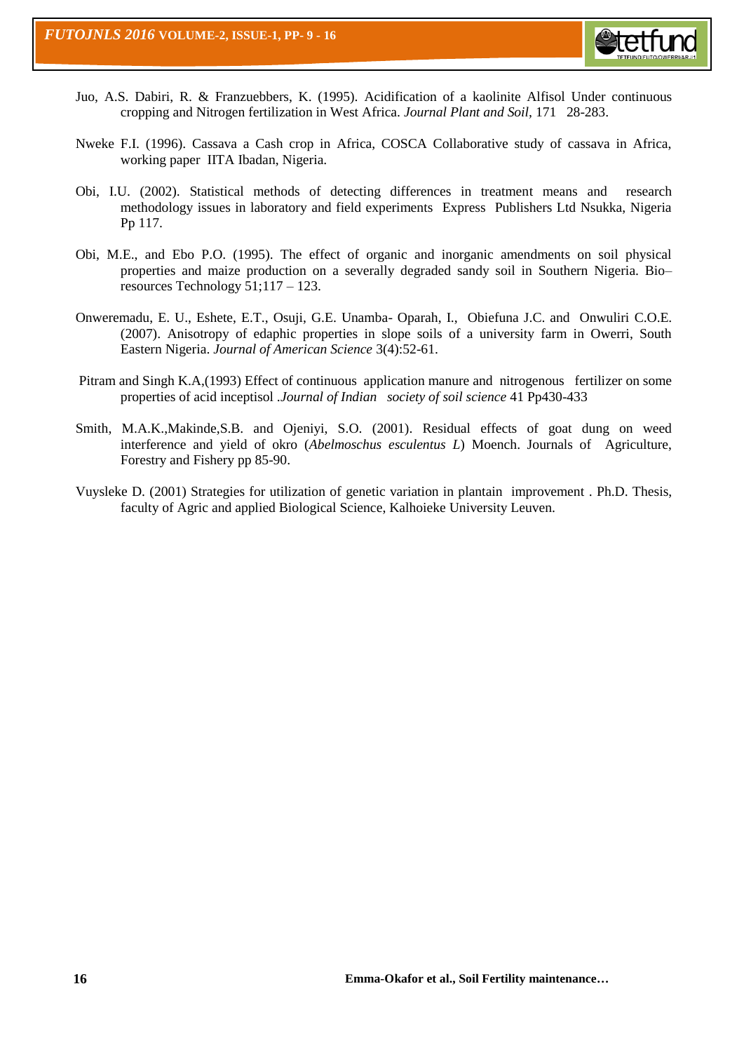Juo, A.S. Dabiri, R. & Franzuebbers, K. (1995). Acidification of a kaolinite Alfisol Under continuous cropping and Nitrogen fertilization in West Africa. *Journal Plant and Soil*, 171 28-283.

Nweke F.I. (1996). Cassava a Cash crop in Africa, COSCA Collaborative study of cassava in Africa, working paper IITA Ibadan, Nigeria.

Obi, I.U. (2002). Statistical methods of detecting differences in treatment means and research methodology issues in laboratory and field experiments Express Publishers Ltd Nsukka, Nigeria Pp 117.

Obi, M.E., and Ebo P.O. (1995). The effect of organic and inorganic amendments on soil physical properties and maize production on a severally degraded sandy soil in Southern Nigeria. Bio–resources Technology 51;117 – 123.

Onweremadu, E. U., Eshete, E.T., Osuji, G.E. Unamba- Oparah, I., Obiefuna J.C. and Onwuliri C.O.E. (2007). Anisotropy of edaphic properties in slope soils of a university farm in Owerri, South Eastern Nigeria. *Journal of American Science* 3(4):52-61.

Pitram and Singh K.A,(1993) Effect of continuous application manure and nitrogenous fertilizer on some properties of acid inceptisol .*Journal of Indian society of soil science* 41 Pp430-433

Smith, M.A.K.,Makinde,S.B. and Ojeniyi, S.O. (2001). Residual effects of goat dung on weed interference and yield of okro (*Abelmoschus esculentus L*) Moench. Journals of Agriculture, Forestry and Fishery pp 85-90.

Vuysleke D. (2001) Strategies for utilization of genetic variation in plantain improvement . Ph.D. Thesis, faculty of Agric and applied Biological Science, Kalhoieke University Leuven.